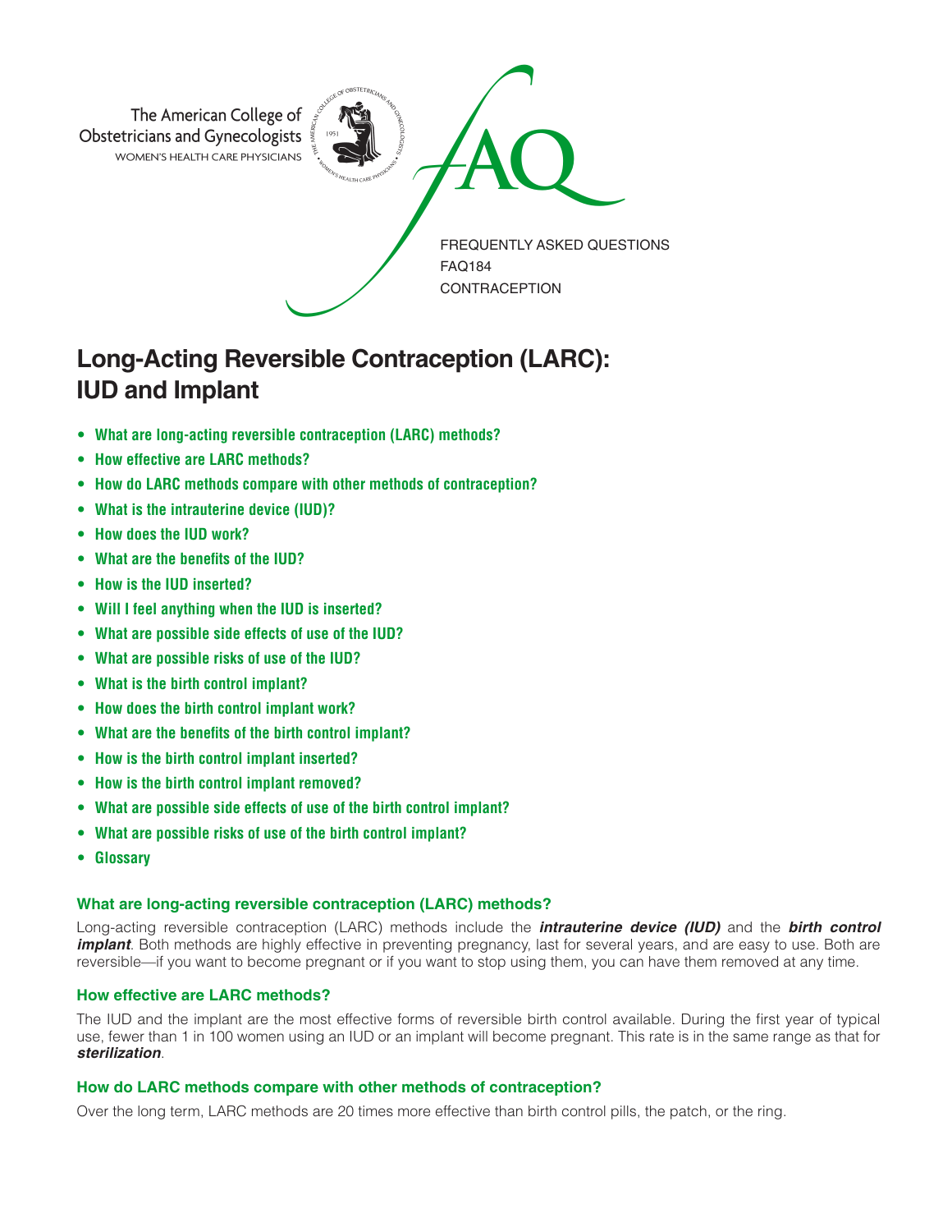The American College of Obstetricians and Gynecologists
WOMEN'S HEALTH CARE PHYSICIANS

FAQ

FREQUENTLY ASKED QUESTIONS
FAQ184
CONTRACEPTION

# Long-Acting Reversible Contraception (LARC): IUD and Implant

- **What are long-acting reversible contraception (LARC) methods?**
- **How effective are LARC methods?**
- **How do LARC methods compare with other methods of contraception?**
- **What is the intrauterine device (IUD)?**
- **How does the IUD work?**
- **What are the benefits of the IUD?**
- **How is the IUD inserted?**
- **Will I feel anything when the IUD is inserted?**
- **What are possible side effects of use of the IUD?**
- **What are possible risks of use of the IUD?**
- **What is the birth control implant?**
- **How does the birth control implant work?**
- **What are the benefits of the birth control implant?**
- **How is the birth control implant inserted?**
- **How is the birth control implant removed?**
- **What are possible side effects of use of the birth control implant?**
- **What are possible risks of use of the birth control implant?**
- **Glossary**

### What are long-acting reversible contraception (LARC) methods?

Long-acting reversible contraception (LARC) methods include the ***intrauterine device (IUD)*** and the ***birth control implant***. Both methods are highly effective in preventing pregnancy, last for several years, and are easy to use. Both are reversible—if you want to become pregnant or if you want to stop using them, you can have them removed at any time.

### How effective are LARC methods?

The IUD and the implant are the most effective forms of reversible birth control available. During the first year of typical use, fewer than 1 in 100 women using an IUD or an implant will become pregnant. This rate is in the same range as that for ***sterilization***.

### How do LARC methods compare with other methods of contraception?

Over the long term, LARC methods are 20 times more effective than birth control pills, the patch, or the ring.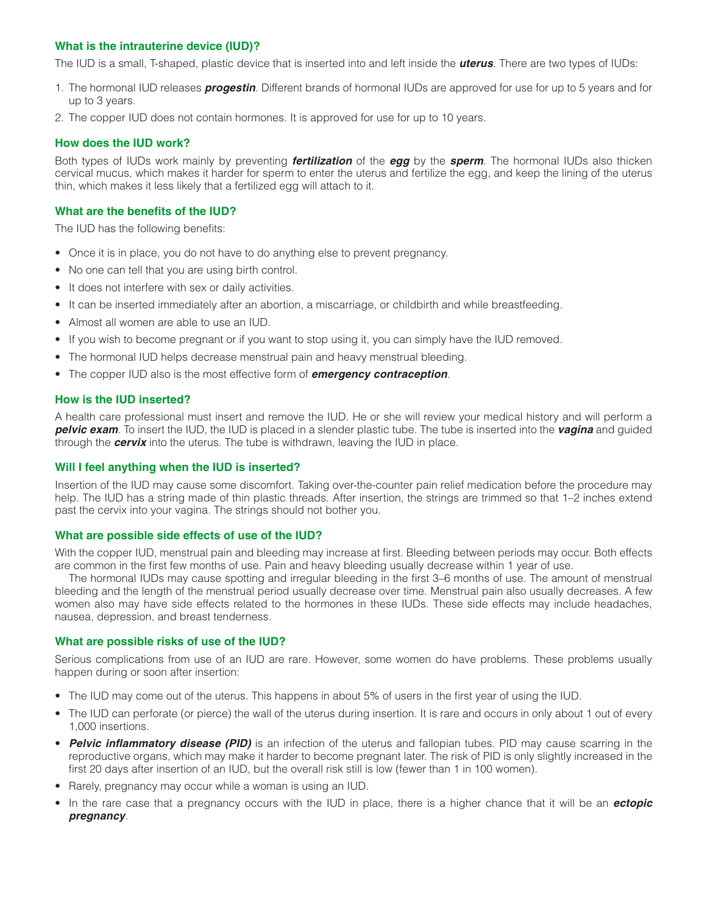### What is the intrauterine device (IUD)?

The IUD is a small, T-shaped, plastic device that is inserted into and left inside the ***uterus***. There are two types of IUDs:

1. The hormonal IUD releases ***progestin***. Different brands of hormonal IUDs are approved for use for up to 5 years and for up to 3 years.
2. The copper IUD does not contain hormones. It is approved for use for up to 10 years.

### How does the IUD work?

Both types of IUDs work mainly by preventing ***fertilization*** of the ***egg*** by the ***sperm***. The hormonal IUDs also thicken cervical mucus, which makes it harder for sperm to enter the uterus and fertilize the egg, and keep the lining of the uterus thin, which makes it less likely that a fertilized egg will attach to it.

### What are the benefits of the IUD?

The IUD has the following benefits:

- Once it is in place, you do not have to do anything else to prevent pregnancy.
- No one can tell that you are using birth control.
- It does not interfere with sex or daily activities.
- It can be inserted immediately after an abortion, a miscarriage, or childbirth and while breastfeeding.
- Almost all women are able to use an IUD.
- If you wish to become pregnant or if you want to stop using it, you can simply have the IUD removed.
- The hormonal IUD helps decrease menstrual pain and heavy menstrual bleeding.
- The copper IUD also is the most effective form of ***emergency contraception***.

### How is the IUD inserted?

A health care professional must insert and remove the IUD. He or she will review your medical history and will perform a ***pelvic exam***. To insert the IUD, the IUD is placed in a slender plastic tube. The tube is inserted into the ***vagina*** and guided through the ***cervix*** into the uterus. The tube is withdrawn, leaving the IUD in place.

### Will I feel anything when the IUD is inserted?

Insertion of the IUD may cause some discomfort. Taking over-the-counter pain relief medication before the procedure may help. The IUD has a string made of thin plastic threads. After insertion, the strings are trimmed so that 1–2 inches extend past the cervix into your vagina. The strings should not bother you.

### What are possible side effects of use of the IUD?

With the copper IUD, menstrual pain and bleeding may increase at first. Bleeding between periods may occur. Both effects are common in the first few months of use. Pain and heavy bleeding usually decrease within 1 year of use.

The hormonal IUDs may cause spotting and irregular bleeding in the first 3–6 months of use. The amount of menstrual bleeding and the length of the menstrual period usually decrease over time. Menstrual pain also usually decreases. A few women also may have side effects related to the hormones in these IUDs. These side effects may include headaches, nausea, depression, and breast tenderness.

### What are possible risks of use of the IUD?

Serious complications from use of an IUD are rare. However, some women do have problems. These problems usually happen during or soon after insertion:

- The IUD may come out of the uterus. This happens in about 5% of users in the first year of using the IUD.
- The IUD can perforate (or pierce) the wall of the uterus during insertion. It is rare and occurs in only about 1 out of every 1,000 insertions.
- ***Pelvic inflammatory disease (PID)*** is an infection of the uterus and fallopian tubes. PID may cause scarring in the reproductive organs, which may make it harder to become pregnant later. The risk of PID is only slightly increased in the first 20 days after insertion of an IUD, but the overall risk still is low (fewer than 1 in 100 women).
- Rarely, pregnancy may occur while a woman is using an IUD.
- In the rare case that a pregnancy occurs with the IUD in place, there is a higher chance that it will be an ***ectopic pregnancy***.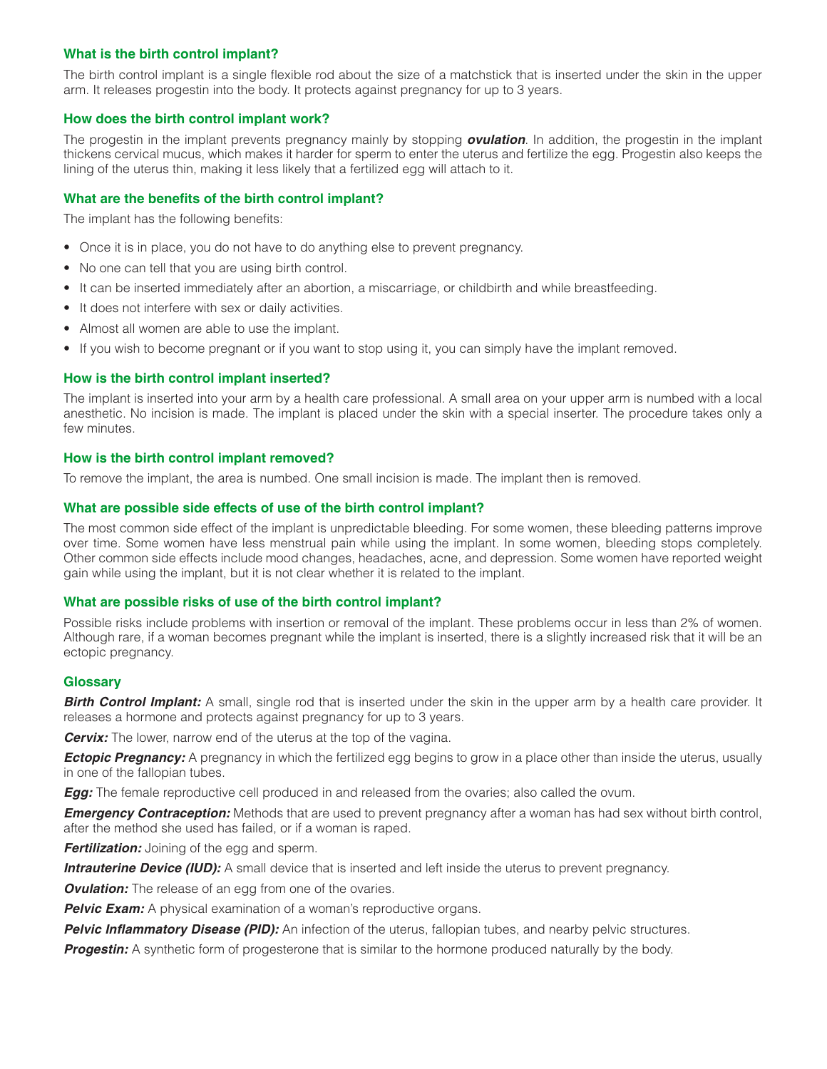## What is the birth control implant?

The birth control implant is a single flexible rod about the size of a matchstick that is inserted under the skin in the upper arm. It releases progestin into the body. It protects against pregnancy for up to 3 years.

## How does the birth control implant work?

The progestin in the implant prevents pregnancy mainly by stopping ***ovulation***. In addition, the progestin in the implant thickens cervical mucus, which makes it harder for sperm to enter the uterus and fertilize the egg. Progestin also keeps the lining of the uterus thin, making it less likely that a fertilized egg will attach to it.

## What are the benefits of the birth control implant?

The implant has the following benefits:

- Once it is in place, you do not have to do anything else to prevent pregnancy.
- No one can tell that you are using birth control.
- It can be inserted immediately after an abortion, a miscarriage, or childbirth and while breastfeeding.
- It does not interfere with sex or daily activities.
- Almost all women are able to use the implant.
- If you wish to become pregnant or if you want to stop using it, you can simply have the implant removed.

## How is the birth control implant inserted?

The implant is inserted into your arm by a health care professional. A small area on your upper arm is numbed with a local anesthetic. No incision is made. The implant is placed under the skin with a special inserter. The procedure takes only a few minutes.

## How is the birth control implant removed?

To remove the implant, the area is numbed. One small incision is made. The implant then is removed.

## What are possible side effects of use of the birth control implant?

The most common side effect of the implant is unpredictable bleeding. For some women, these bleeding patterns improve over time. Some women have less menstrual pain while using the implant. In some women, bleeding stops completely. Other common side effects include mood changes, headaches, acne, and depression. Some women have reported weight gain while using the implant, but it is not clear whether it is related to the implant.

## What are possible risks of use of the birth control implant?

Possible risks include problems with insertion or removal of the implant. These problems occur in less than 2% of women. Although rare, if a woman becomes pregnant while the implant is inserted, there is a slightly increased risk that it will be an ectopic pregnancy.

## Glossary

***Birth Control Implant:*** A small, single rod that is inserted under the skin in the upper arm by a health care provider. It releases a hormone and protects against pregnancy for up to 3 years.

***Cervix:*** The lower, narrow end of the uterus at the top of the vagina.

***Ectopic Pregnancy:*** A pregnancy in which the fertilized egg begins to grow in a place other than inside the uterus, usually in one of the fallopian tubes.

***Egg:*** The female reproductive cell produced in and released from the ovaries; also called the ovum.

***Emergency Contraception:*** Methods that are used to prevent pregnancy after a woman has had sex without birth control, after the method she used has failed, or if a woman is raped.

***Fertilization:*** Joining of the egg and sperm.

***Intrauterine Device (IUD):*** A small device that is inserted and left inside the uterus to prevent pregnancy.

***Ovulation:*** The release of an egg from one of the ovaries.

***Pelvic Exam:*** A physical examination of a woman's reproductive organs.

***Pelvic Inflammatory Disease (PID):*** An infection of the uterus, fallopian tubes, and nearby pelvic structures.

***Progestin:*** A synthetic form of progesterone that is similar to the hormone produced naturally by the body.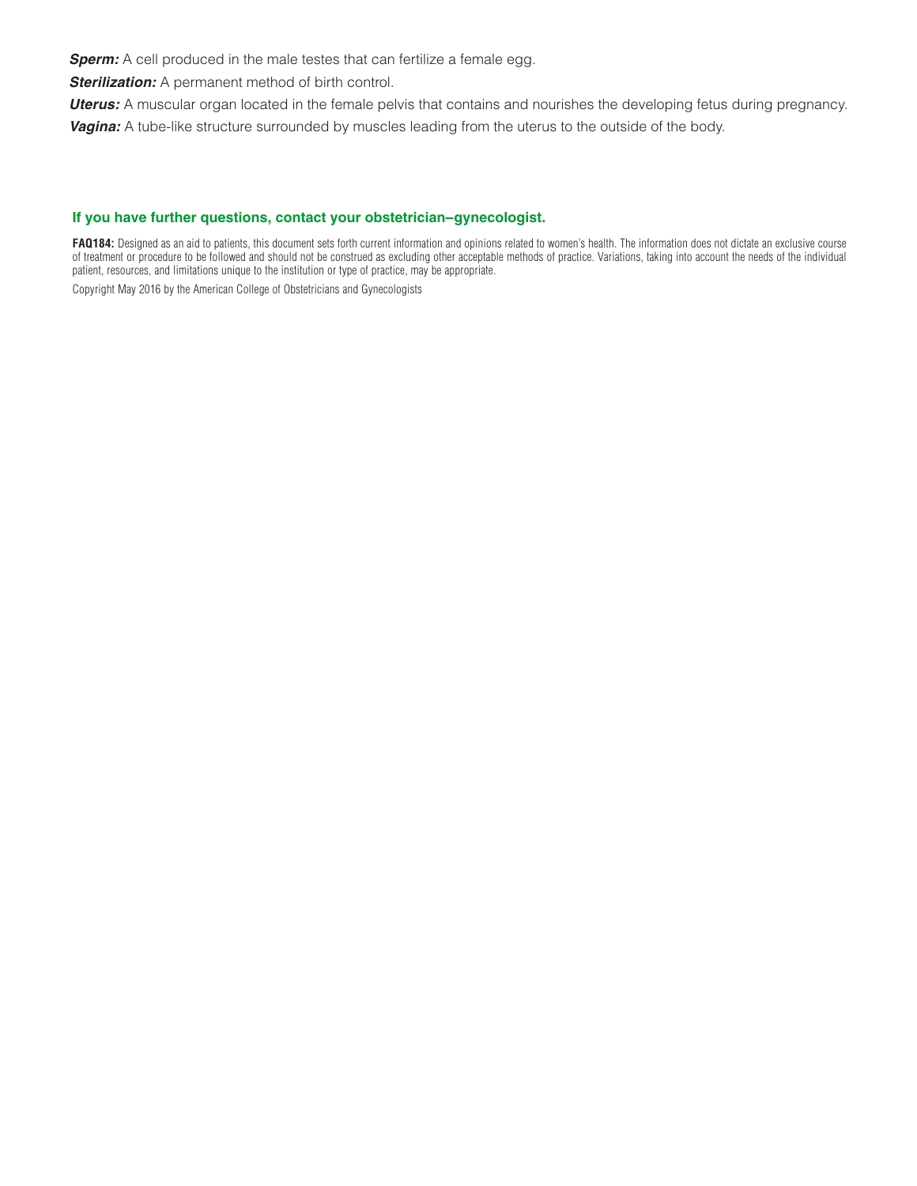***Sperm:*** A cell produced in the male testes that can fertilize a female egg.

***Sterilization:*** A permanent method of birth control.

***Uterus:*** A muscular organ located in the female pelvis that contains and nourishes the developing fetus during pregnancy.

***Vagina:*** A tube-like structure surrounded by muscles leading from the uterus to the outside of the body.

**If you have further questions, contact your obstetrician–gynecologist.**

**FAQ184:** Designed as an aid to patients, this document sets forth current information and opinions related to women's health. The information does not dictate an exclusive course of treatment or procedure to be followed and should not be construed as excluding other acceptable methods of practice. Variations, taking into account the needs of the individual patient, resources, and limitations unique to the institution or type of practice, may be appropriate.

Copyright May 2016 by the American College of Obstetricians and Gynecologists